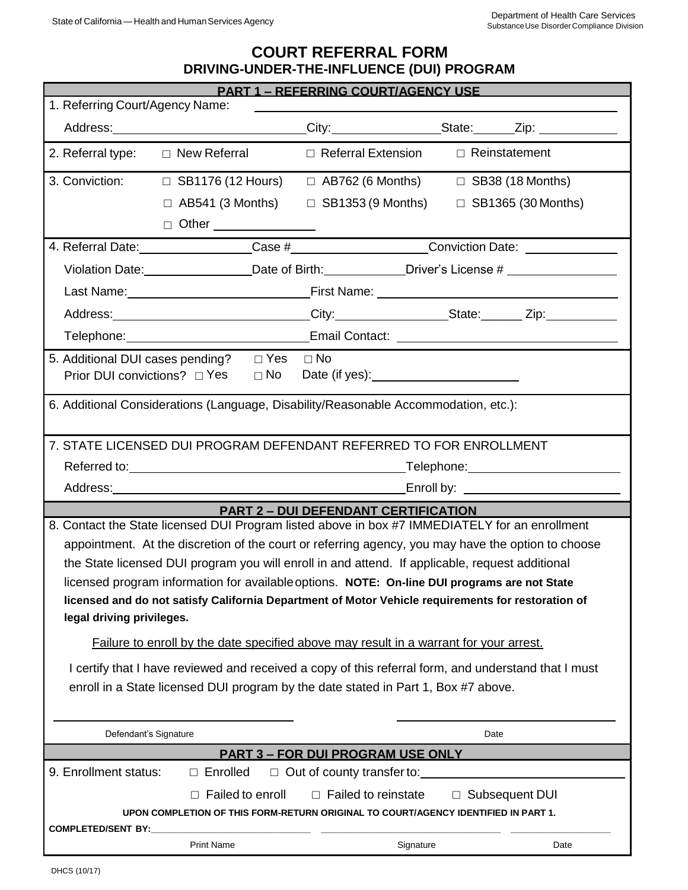State of California — Health and Human Services Agency

Department of Health Care Services
Substance Use Disorder Compliance Division

# COURT REFERRAL FORM
## DRIVING-UNDER-THE-INFLUENCE (DUI) PROGRAM

### PART 1 – REFERRING COURT/AGENCY USE

1. Referring Court/Agency Name: ______________________

   Address: ______________ City: ______________ State: ______ Zip: ______

2. Referral type: □ New Referral □ Referral Extension □ Reinstatement

3. Conviction: □ SB1176 (12 Hours) □ AB762 (6 Months) □ SB38 (18 Months)
   □ AB541 (3 Months) □ SB1353 (9 Months) □ SB1365 (30 Months)
   □ Other ______________

4. Referral Date: ______________ Case # ______________ Conviction Date: ______________

   Violation Date: ______________ Date of Birth: ______________ Driver's License # ______________

   Last Name: ______________ First Name: ______________

   Address: ______________ City: ______________ State: ______ Zip: ______

   Telephone: ______________ Email Contact: ______________

5. Additional DUI cases pending? □ Yes □ No
   Prior DUI convictions? □ Yes □ No Date (if yes): ______________

6. Additional Considerations (Language, Disability/Reasonable Accommodation, etc.):

7. STATE LICENSED DUI PROGRAM DEFENDANT REFERRED TO FOR ENROLLMENT

   Referred to: ______________ Telephone: ______________

   Address: ______________ Enroll by: ______________

### PART 2 – DUI DEFENDANT CERTIFICATION

8. Contact the State licensed DUI Program listed above in box #7 IMMEDIATELY for an enrollment appointment. At the discretion of the court or referring agency, you may have the option to choose the State licensed DUI program you will enroll in and attend. If applicable, request additional licensed program information for available options. **NOTE: On-line DUI programs are not State licensed and do not satisfy California Department of Motor Vehicle requirements for restoration of legal driving privileges.**

   Failure to enroll by the date specified above may result in a warrant for your arrest.

   I certify that I have reviewed and received a copy of this referral form, and understand that I must enroll in a State licensed DUI program by the date stated in Part 1, Box #7 above.

______________________ Defendant's Signature

______________________ Date

### PART 3 – FOR DUI PROGRAM USE ONLY

9. Enrollment status: □ Enrolled □ Out of county transfer to: ______________
   □ Failed to enroll □ Failed to reinstate □ Subsequent DUI

**UPON COMPLETION OF THIS FORM-RETURN ORIGINAL TO COURT/AGENCY IDENTIFIED IN PART 1.**

**COMPLETED/SENT BY:** ______________ Print Name ______________ Signature ______________ Date

DHCS (10/17)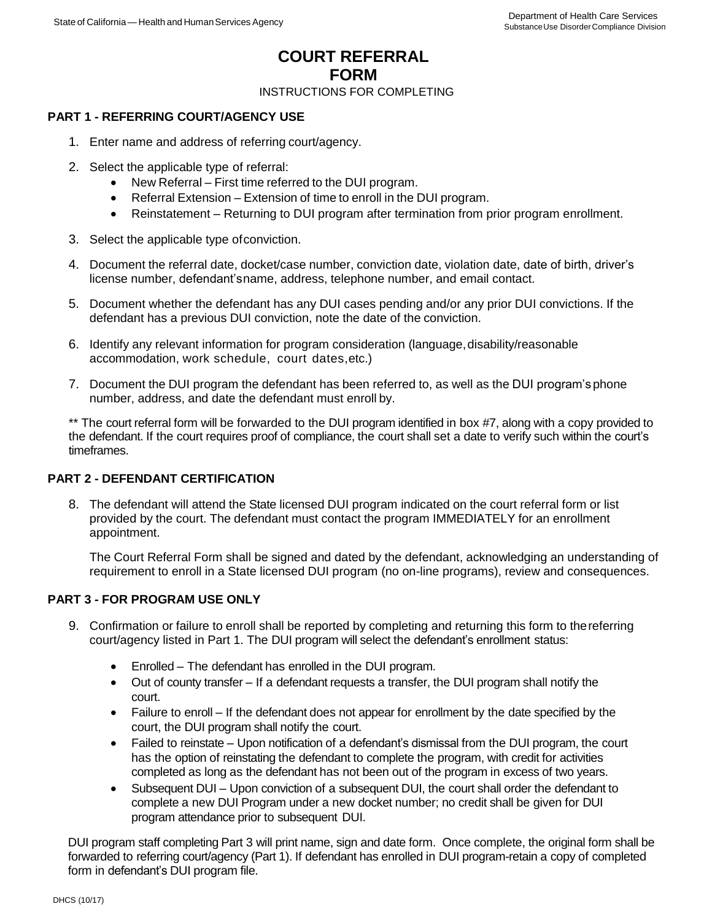# COURT REFERRAL FORM

INSTRUCTIONS FOR COMPLETING

## PART 1 - REFERRING COURT/AGENCY USE

1. Enter name and address of referring court/agency.
2. Select the applicable type of referral:
   - New Referral – First time referred to the DUI program.
   - Referral Extension – Extension of time to enroll in the DUI program.
   - Reinstatement – Returning to DUI program after termination from prior program enrollment.
3. Select the applicable type of conviction.
4. Document the referral date, docket/case number, conviction date, violation date, date of birth, driver's license number, defendant's name, address, telephone number, and email contact.
5. Document whether the defendant has any DUI cases pending and/or any prior DUI convictions. If the defendant has a previous DUI conviction, note the date of the conviction.
6. Identify any relevant information for program consideration (language, disability/reasonable accommodation, work schedule, court dates, etc.)
7. Document the DUI program the defendant has been referred to, as well as the DUI program's phone number, address, and date the defendant must enroll by.

** The court referral form will be forwarded to the DUI program identified in box #7, along with a copy provided to the defendant. If the court requires proof of compliance, the court shall set a date to verify such within the court's timeframes.

## PART 2 - DEFENDANT CERTIFICATION

8. The defendant will attend the State licensed DUI program indicated on the court referral form or list provided by the court. The defendant must contact the program IMMEDIATELY for an enrollment appointment.

   The Court Referral Form shall be signed and dated by the defendant, acknowledging an understanding of requirement to enroll in a State licensed DUI program (no on-line programs), review and consequences.

## PART 3 - FOR PROGRAM USE ONLY

9. Confirmation or failure to enroll shall be reported by completing and returning this form to the referring court/agency listed in Part 1. The DUI program will select the defendant's enrollment status:
   - Enrolled – The defendant has enrolled in the DUI program.
   - Out of county transfer – If a defendant requests a transfer, the DUI program shall notify the court.
   - Failure to enroll – If the defendant does not appear for enrollment by the date specified by the court, the DUI program shall notify the court.
   - Failed to reinstate – Upon notification of a defendant's dismissal from the DUI program, the court has the option of reinstating the defendant to complete the program, with credit for activities completed as long as the defendant has not been out of the program in excess of two years.
   - Subsequent DUI – Upon conviction of a subsequent DUI, the court shall order the defendant to complete a new DUI Program under a new docket number; no credit shall be given for DUI program attendance prior to subsequent DUI.

DUI program staff completing Part 3 will print name, sign and date form. Once complete, the original form shall be forwarded to referring court/agency (Part 1). If defendant has enrolled in DUI program-retain a copy of completed form in defendant's DUI program file.

DHCS (10/17)